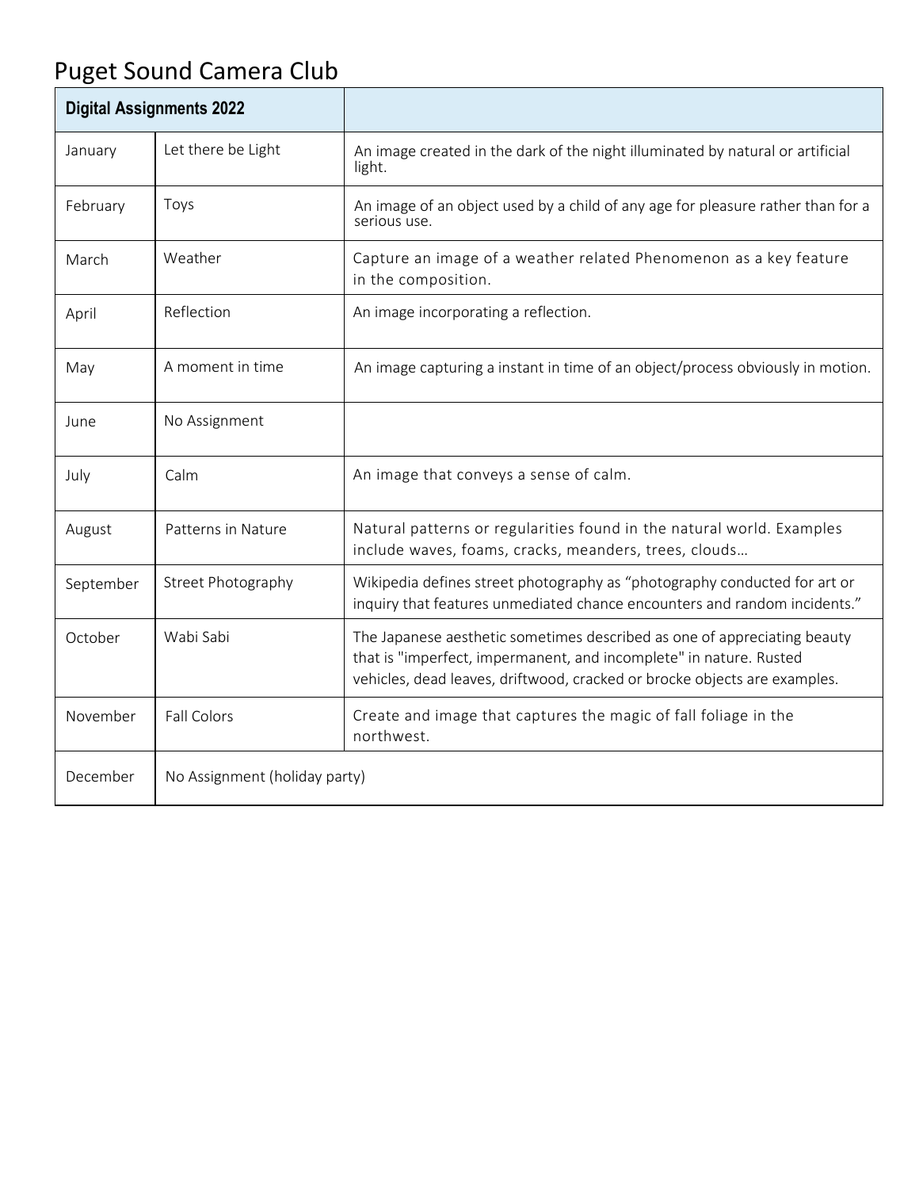# Puget Sound Camera Club

| Digital Assignments 2022 | | |
|---|---|---|
| January | Let there be Light | An image created in the dark of the night illuminated by natural or artificial light. |
| February | Toys | An image of an object used by a child of any age for pleasure rather than for a serious use. |
| March | Weather | Capture an image of a weather related Phenomenon as a key feature in the composition. |
| April | Reflection | An image incorporating a reflection. |
| May | A moment in time | An image capturing a instant in time of an object/process obviously in motion. |
| June | No Assignment | |
| July | Calm | An image that conveys a sense of calm. |
| August | Patterns in Nature | Natural patterns or regularities found in the natural world. Examples include waves, foams, cracks, meanders, trees, clouds… |
| September | Street Photography | Wikipedia defines street photography as "photography conducted for art or inquiry that features unmediated chance encounters and random incidents." |
| October | Wabi Sabi | The Japanese aesthetic sometimes described as one of appreciating beauty that is "imperfect, impermanent, and incomplete" in nature. Rusted vehicles, dead leaves, driftwood, cracked or brocke objects are examples. |
| November | Fall Colors | Create and image that captures the magic of fall foliage in the northwest. |
| December | No Assignment (holiday party) | |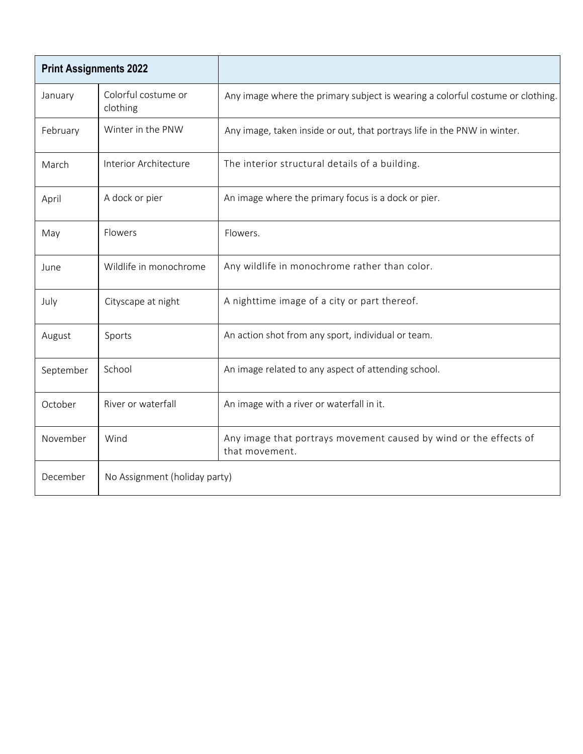| Print Assignments 2022 | | |
|---|---|---|
| January | Colorful costume or clothing | Any image where the primary subject is wearing a colorful costume or clothing. |
| February | Winter in the PNW | Any image, taken inside or out, that portrays life in the PNW in winter. |
| March | Interior Architecture | The interior structural details of a building. |
| April | A dock or pier | An image where the primary focus is a dock or pier. |
| May | Flowers | Flowers. |
| June | Wildlife in monochrome | Any wildlife in monochrome rather than color. |
| July | Cityscape at night | A nighttime image of a city or part thereof. |
| August | Sports | An action shot from any sport, individual or team. |
| September | School | An image related to any aspect of attending school. |
| October | River or waterfall | An image with a river or waterfall in it. |
| November | Wind | Any image that portrays movement caused by wind or the effects of that movement. |
| December | No Assignment (holiday party) | |